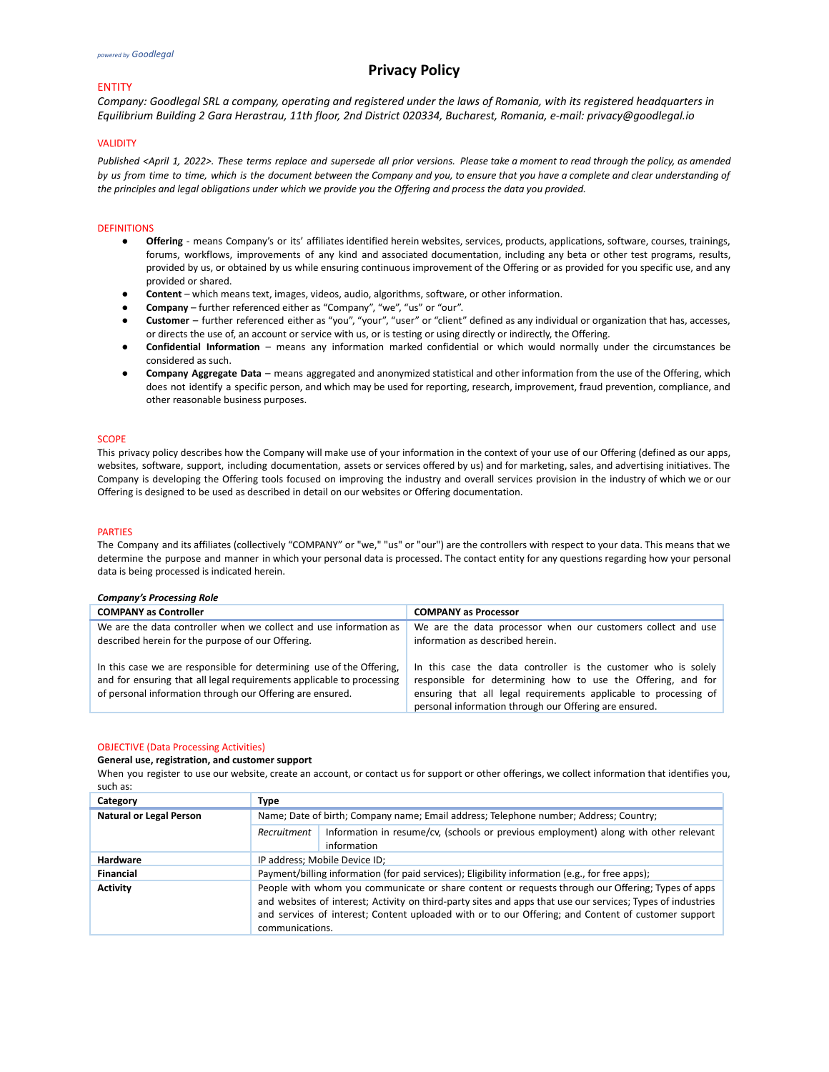*powered by Goodlegal*

# Privacy Policy

## ENTITY

*Company: Goodlegal SRL a company, operating and registered under the laws of Romania, with its registered headquarters in Equilibrium Building 2 Gara Herastrau, 11th floor, 2nd District 020334, Bucharest, Romania, e-mail: privacy@goodlegal.io*

## VALIDITY

*Published <April 1, 2022>. These terms replace and supersede all prior versions. Please take a moment to read through the policy, as amended by us from time to time, which is the document between the Company and you, to ensure that you have a complete and clear understanding of the principles and legal obligations under which we provide you the Offering and process the data you provided.*

## DEFINITIONS

- **Offering** - means Company's or its' affiliates identified herein websites, services, products, applications, software, courses, trainings, forums, workflows, improvements of any kind and associated documentation, including any beta or other test programs, results, provided by us, or obtained by us while ensuring continuous improvement of the Offering or as provided for you specific use, and any provided or shared.
- **Content** – which means text, images, videos, audio, algorithms, software, or other information.
- **Company** – further referenced either as "Company", "we", "us" or "our".
- **Customer** – further referenced either as "you", "your", "user" or "client" defined as any individual or organization that has, accesses, or directs the use of, an account or service with us, or is testing or using directly or indirectly, the Offering.
- **Confidential Information** – means any information marked confidential or which would normally under the circumstances be considered as such.
- **Company Aggregate Data** – means aggregated and anonymized statistical and other information from the use of the Offering, which does not identify a specific person, and which may be used for reporting, research, improvement, fraud prevention, compliance, and other reasonable business purposes.

## SCOPE

This privacy policy describes how the Company will make use of your information in the context of your use of our Offering (defined as our apps, websites, software, support, including documentation, assets or services offered by us) and for marketing, sales, and advertising initiatives. The Company is developing the Offering tools focused on improving the industry and overall services provision in the industry of which we or our Offering is designed to be used as described in detail on our websites or Offering documentation.

## PARTIES

The Company and its affiliates (collectively "COMPANY" or "we," "us" or "our") are the controllers with respect to your data. This means that we determine the purpose and manner in which your personal data is processed. The contact entity for any questions regarding how your personal data is being processed is indicated herein.

***Company's Processing Role***

| COMPANY as Controller | COMPANY as Processor |
|---|---|
| We are the data controller when we collect and use information as described herein for the purpose of our Offering.<br><br>In this case we are responsible for determining use of the Offering, and for ensuring that all legal requirements applicable to processing of personal information through our Offering are ensured. | We are the data processor when our customers collect and use information as described herein.<br><br>In this case the data controller is the customer who is solely responsible for determining how to use the Offering, and for ensuring that all legal requirements applicable to processing of personal information through our Offering are ensured. |

## OBJECTIVE (Data Processing Activities)

**General use, registration, and customer support**

When you register to use our website, create an account, or contact us for support or other offerings, we collect information that identifies you, such as:

| Category | Type | |
|---|---|---|
| **Natural or Legal Person** | Name; Date of birth; Company name; Email address; Telephone number; Address; Country; | |
| | *Recruitment* | Information in resume/cv, (schools or previous employment) along with other relevant information |
| **Hardware** | IP address; Mobile Device ID; | |
| **Financial** | Payment/billing information (for paid services); Eligibility information (e.g., for free apps); | |
| **Activity** | People with whom you communicate or share content or requests through our Offering; Types of apps and websites of interest; Activity on third-party sites and apps that use our services; Types of industries and services of interest; Content uploaded with or to our Offering; and Content of customer support communications. | |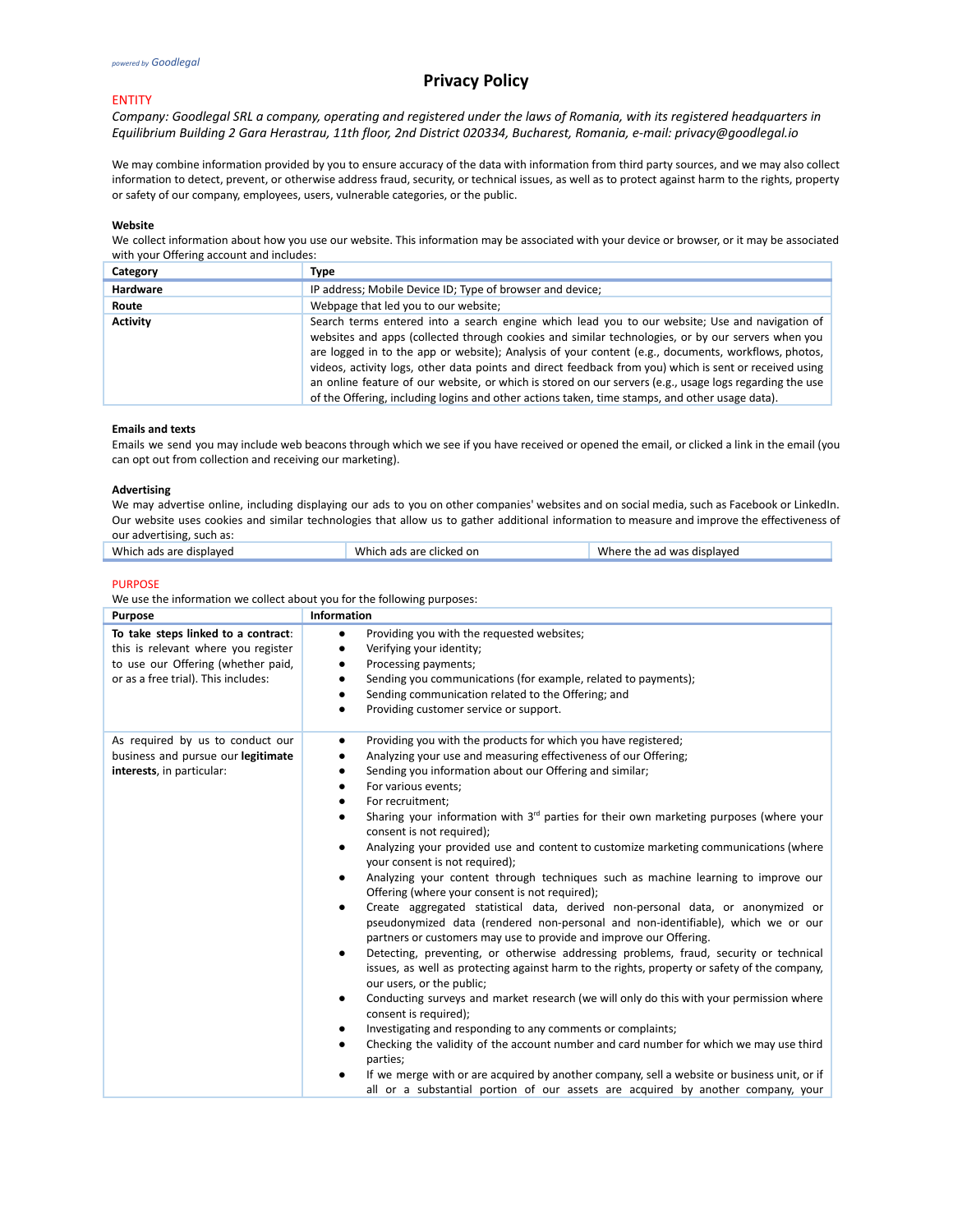powered by Goodlegal

# Privacy Policy

ENTITY

*Company: Goodlegal SRL a company, operating and registered under the laws of Romania, with its registered headquarters in Equilibrium Building 2 Gara Herastrau, 11th floor, 2nd District 020334, Bucharest, Romania, e-mail: privacy@goodlegal.io*

We may combine information provided by you to ensure accuracy of the data with information from third party sources, and we may also collect information to detect, prevent, or otherwise address fraud, security, or technical issues, as well as to protect against harm to the rights, property or safety of our company, employees, users, vulnerable categories, or the public.

**Website**

We collect information about how you use our website. This information may be associated with your device or browser, or it may be associated with your Offering account and includes:

| Category | Type |
| --- | --- |
| **Hardware** | IP address; Mobile Device ID; Type of browser and device; |
| **Route** | Webpage that led you to our website; |
| **Activity** | Search terms entered into a search engine which lead you to our website; Use and navigation of websites and apps (collected through cookies and similar technologies, or by our servers when you are logged in to the app or website); Analysis of your content (e.g., documents, workflows, photos, videos, activity logs, other data points and direct feedback from you) which is sent or received using an online feature of our website, or which is stored on our servers (e.g., usage logs regarding the use of the Offering, including logins and other actions taken, time stamps, and other usage data). |

**Emails and texts**

Emails we send you may include web beacons through which we see if you have received or opened the email, or clicked a link in the email (you can opt out from collection and receiving our marketing).

**Advertising**

We may advertise online, including displaying our ads to you on other companies' websites and on social media, such as Facebook or LinkedIn. Our website uses cookies and similar technologies that allow us to gather additional information to measure and improve the effectiveness of our advertising, such as:

| | | |
| --- | --- | --- |
| Which ads are displayed | Which ads are clicked on | Where the ad was displayed |

PURPOSE

We use the information we collect about you for the following purposes:

| Purpose | Information |
| --- | --- |
| **To take steps linked to a contract**: this is relevant where you register to use our Offering (whether paid, or as a free trial). This includes: | ● Providing you with the requested websites;<br>● Verifying your identity;<br>● Processing payments;<br>● Sending you communications (for example, related to payments);<br>● Sending communication related to the Offering; and<br>● Providing customer service or support. |
| As required by us to conduct our business and pursue our **legitimate interests**, in particular: | ● Providing you with the products for which you have registered;<br>● Analyzing your use and measuring effectiveness of our Offering;<br>● Sending you information about our Offering and similar;<br>● For various events;<br>● For recruitment;<br>● Sharing your information with 3rd parties for their own marketing purposes (where your consent is not required);<br>● Analyzing your provided use and content to customize marketing communications (where your consent is not required);<br>● Analyzing your content through techniques such as machine learning to improve our Offering (where your consent is not required);<br>● Create aggregated statistical data, derived non-personal data, or anonymized or pseudonymized data (rendered non-personal and non-identifiable), which we or our partners or customers may use to provide and improve our Offering.<br>● Detecting, preventing, or otherwise addressing problems, fraud, security or technical issues, as well as protecting against harm to the rights, property or safety of the company, our users, or the public;<br>● Conducting surveys and market research (we will only do this with your permission where consent is required);<br>● Investigating and responding to any comments or complaints;<br>● Checking the validity of the account number and card number for which we may use third parties;<br>● If we merge with or are acquired by another company, sell a website or business unit, or if all or a substantial portion of our assets are acquired by another company, your |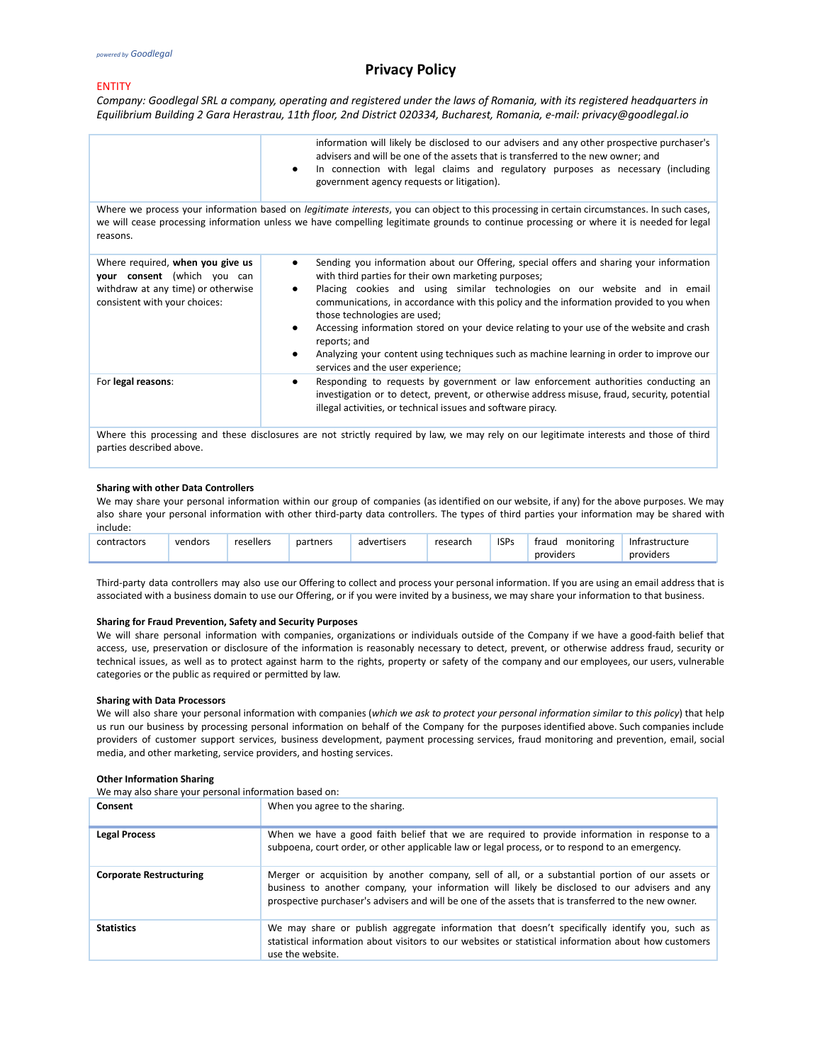**ENTITY**

*Company: Goodlegal SRL a company, operating and registered under the laws of Romania, with its registered headquarters in Equilibrium Building 2 Gara Herastrau, 11th floor, 2nd District 020334, Bucharest, Romania, e-mail: privacy@goodlegal.io*

| | |
|---|---|
| | information will likely be disclosed to our advisers and any other prospective purchaser's advisers and will be one of the assets that is transferred to the new owner; and<br>● In connection with legal claims and regulatory purposes as necessary (including government agency requests or litigation). |
| Where we process your information based on *legitimate interests*, you can object to this processing in certain circumstances. In such cases, we will cease processing information unless we have compelling legitimate grounds to continue processing or where it is needed for legal reasons. | |
| Where required, **when you give us your consent** (which you can withdraw at any time) or otherwise consistent with your choices: | ● Sending you information about our Offering, special offers and sharing your information with third parties for their own marketing purposes;<br>● Placing cookies and using similar technologies on our website and in email communications, in accordance with this policy and the information provided to you when those technologies are used;<br>● Accessing information stored on your device relating to your use of the website and crash reports; and<br>● Analyzing your content using techniques such as machine learning in order to improve our services and the user experience; |
| For **legal reasons**: | ● Responding to requests by government or law enforcement authorities conducting an investigation or to detect, prevent, or otherwise address misuse, fraud, security, potential illegal activities, or technical issues and software piracy. |
| Where this processing and these disclosures are not strictly required by law, we may rely on our legitimate interests and those of third parties described above. | |

**Sharing with other Data Controllers**

We may share your personal information within our group of companies (as identified on our website, if any) for the above purposes. We may also share your personal information with other third-party data controllers. The types of third parties your information may be shared with include:

| | | | | | | | | |
|---|---|---|---|---|---|---|---|---|
| contractors | vendors | resellers | partners | advertisers | research | ISPs | fraud monitoring providers | Infrastructure providers |

Third-party data controllers may also use our Offering to collect and process your personal information. If you are using an email address that is associated with a business domain to use our Offering, or if you were invited by a business, we may share your information to that business.

**Sharing for Fraud Prevention, Safety and Security Purposes**

We will share personal information with companies, organizations or individuals outside of the Company if we have a good-faith belief that access, use, preservation or disclosure of the information is reasonably necessary to detect, prevent, or otherwise address fraud, security or technical issues, as well as to protect against harm to the rights, property or safety of the company and our employees, our users, vulnerable categories or the public as required or permitted by law.

**Sharing with Data Processors**

We will also share your personal information with companies (*which we ask to protect your personal information similar to this policy*) that help us run our business by processing personal information on behalf of the Company for the purposes identified above. Such companies include providers of customer support services, business development, payment processing services, fraud monitoring and prevention, email, social media, and other marketing, service providers, and hosting services.

**Other Information Sharing**

We may also share your personal information based on:

| | |
|---|---|
| **Consent** | When you agree to the sharing. |
| **Legal Process** | When we have a good faith belief that we are required to provide information in response to a subpoena, court order, or other applicable law or legal process, or to respond to an emergency. |
| **Corporate Restructuring** | Merger or acquisition by another company, sell of all, or a substantial portion of our assets or business to another company, your information will likely be disclosed to our advisers and any prospective purchaser's advisers and will be one of the assets that is transferred to the new owner. |
| **Statistics** | We may share or publish aggregate information that doesn't specifically identify you, such as statistical information about visitors to our websites or statistical information about how customers use the website. |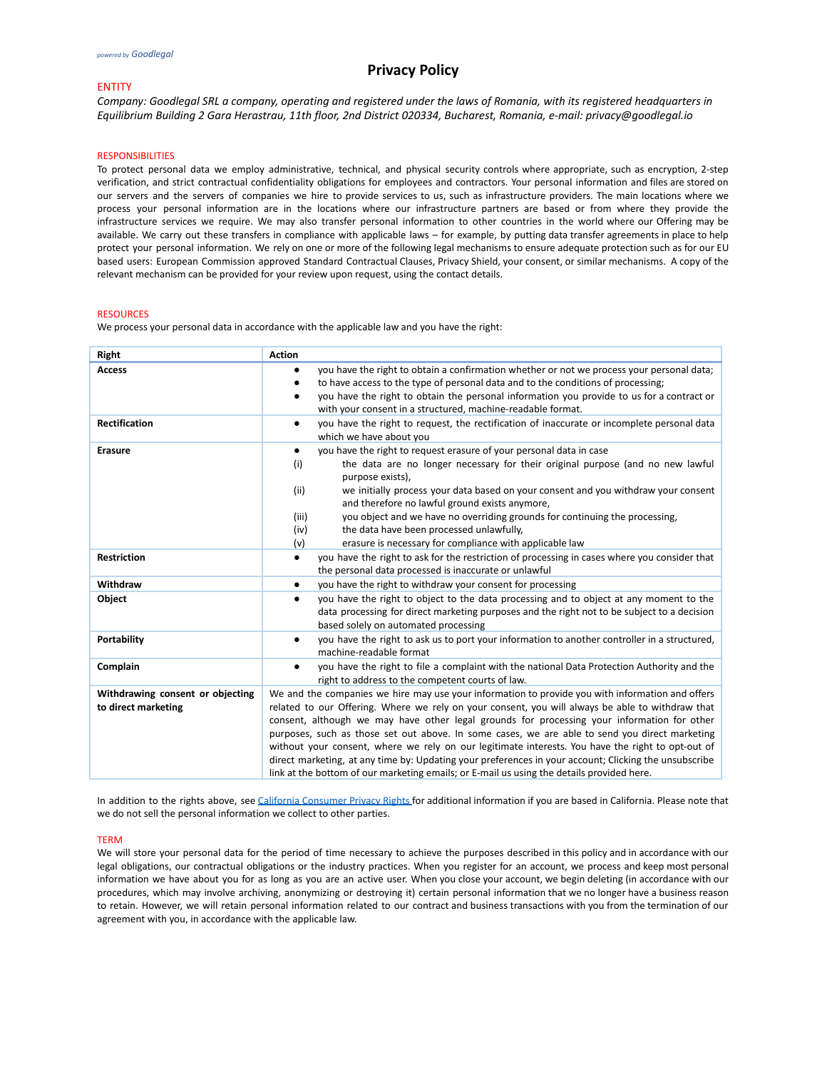*powered by Goodlegal*

# Privacy Policy

## ENTITY

*Company: Goodlegal SRL a company, operating and registered under the laws of Romania, with its registered headquarters in Equilibrium Building 2 Gara Herastrau, 11th floor, 2nd District 020334, Bucharest, Romania, e-mail: privacy@goodlegal.io*

## RESPONSIBILITIES

To protect personal data we employ administrative, technical, and physical security controls where appropriate, such as encryption, 2-step verification, and strict contractual confidentiality obligations for employees and contractors. Your personal information and files are stored on our servers and the servers of companies we hire to provide services to us, such as infrastructure providers. The main locations where we process your personal information are in the locations where our infrastructure partners are based or from where they provide the infrastructure services we require. We may also transfer personal information to other countries in the world where our Offering may be available. We carry out these transfers in compliance with applicable laws – for example, by putting data transfer agreements in place to help protect your personal information. We rely on one or more of the following legal mechanisms to ensure adequate protection such as for our EU based users: European Commission approved Standard Contractual Clauses, Privacy Shield, your consent, or similar mechanisms. A copy of the relevant mechanism can be provided for your review upon request, using the contact details.

## RESOURCES

We process your personal data in accordance with the applicable law and you have the right:

| Right | Action |
|---|---|
| **Access** | • you have the right to obtain a confirmation whether or not we process your personal data;<br>• to have access to the type of personal data and to the conditions of processing;<br>• you have the right to obtain the personal information you provide to us for a contract or with your consent in a structured, machine-readable format. |
| **Rectification** | • you have the right to request, the rectification of inaccurate or incomplete personal data which we have about you |
| **Erasure** | • you have the right to request erasure of your personal data in case<br>(i) the data are no longer necessary for their original purpose (and no new lawful purpose exists),<br>(ii) we initially process your data based on your consent and you withdraw your consent and therefore no lawful ground exists anymore,<br>(iii) you object and we have no overriding grounds for continuing the processing,<br>(iv) the data have been processed unlawfully,<br>(v) erasure is necessary for compliance with applicable law |
| **Restriction** | • you have the right to ask for the restriction of processing in cases where you consider that the personal data processed is inaccurate or unlawful |
| **Withdraw** | • you have the right to withdraw your consent for processing |
| **Object** | • you have the right to object to the data processing and to object at any moment to the data processing for direct marketing purposes and the right not to be subject to a decision based solely on automated processing |
| **Portability** | • you have the right to ask us to port your information to another controller in a structured, machine-readable format |
| **Complain** | • you have the right to file a complaint with the national Data Protection Authority and the right to address to the competent courts of law. |
| **Withdrawing consent or objecting to direct marketing** | We and the companies we hire may use your information to provide you with information and offers related to our Offering. Where we rely on your consent, you will always be able to withdraw that consent, although we may have other legal grounds for processing your information for other purposes, such as those set out above. In some cases, we are able to send you direct marketing without your consent, where we rely on our legitimate interests. You have the right to opt-out of direct marketing, at any time by: Updating your preferences in your account; Clicking the unsubscribe link at the bottom of our marketing emails; or E-mail us using the details provided here. |

In addition to the rights above, see California Consumer Privacy Rights for additional information if you are based in California. Please note that we do not sell the personal information we collect to other parties.

## TERM

We will store your personal data for the period of time necessary to achieve the purposes described in this policy and in accordance with our legal obligations, our contractual obligations or the industry practices. When you register for an account, we process and keep most personal information we have about you for as long as you are an active user. When you close your account, we begin deleting (in accordance with our procedures, which may involve archiving, anonymizing or destroying it) certain personal information that we no longer have a business reason to retain. However, we will retain personal information related to our contract and business transactions with you from the termination of our agreement with you, in accordance with the applicable law.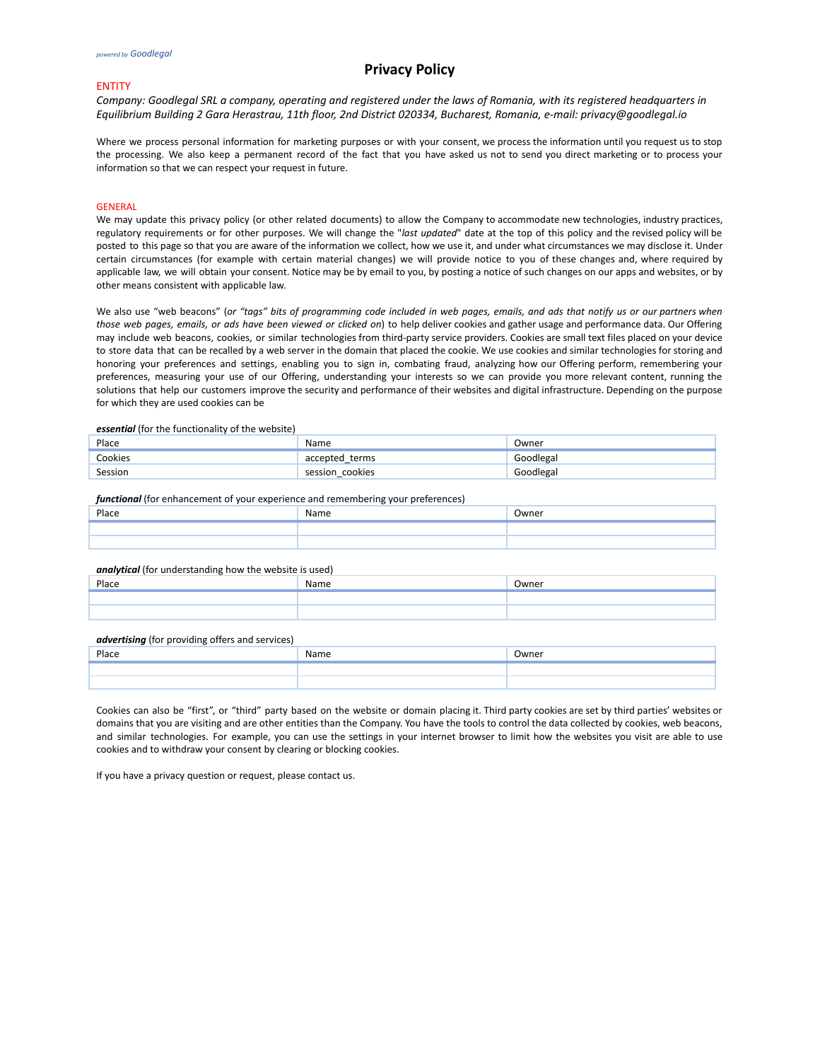*powered by Goodlegal*

# Privacy Policy

## ENTITY

*Company: Goodlegal SRL a company, operating and registered under the laws of Romania, with its registered headquarters in Equilibrium Building 2 Gara Herastrau, 11th floor, 2nd District 020334, Bucharest, Romania, e-mail: privacy@goodlegal.io*

Where we process personal information for marketing purposes or with your consent, we process the information until you request us to stop the processing. We also keep a permanent record of the fact that you have asked us not to send you direct marketing or to process your information so that we can respect your request in future.

## GENERAL

We may update this privacy policy (or other related documents) to allow the Company to accommodate new technologies, industry practices, regulatory requirements or for other purposes. We will change the "*last updated*" date at the top of this policy and the revised policy will be posted to this page so that you are aware of the information we collect, how we use it, and under what circumstances we may disclose it. Under certain circumstances (for example with certain material changes) we will provide notice to you of these changes and, where required by applicable law, we will obtain your consent. Notice may be by email to you, by posting a notice of such changes on our apps and websites, or by other means consistent with applicable law.

We also use "web beacons" (*or "tags" bits of programming code included in web pages, emails, and ads that notify us or our partners when those web pages, emails, or ads have been viewed or clicked on*) to help deliver cookies and gather usage and performance data. Our Offering may include web beacons, cookies, or similar technologies from third-party service providers. Cookies are small text files placed on your device to store data that can be recalled by a web server in the domain that placed the cookie. We use cookies and similar technologies for storing and honoring your preferences and settings, enabling you to sign in, combating fraud, analyzing how our Offering perform, remembering your preferences, measuring your use of our Offering, understanding your interests so we can provide you more relevant content, running the solutions that help our customers improve the security and performance of their websites and digital infrastructure. Depending on the purpose for which they are used cookies can be

***essential*** (for the functionality of the website)

| Place | Name | Owner |
|---|---|---|
| Cookies | accepted_terms | Goodlegal |
| Session | session_cookies | Goodlegal |

***functional*** (for enhancement of your experience and remembering your preferences)

| Place | Name | Owner |
|---|---|---|
| | | |
| | | |

***analytical*** (for understanding how the website is used)

| Place | Name | Owner |
|---|---|---|
| | | |
| | | |

***advertising*** (for providing offers and services)

| Place | Name | Owner |
|---|---|---|
| | | |
| | | |

Cookies can also be "first", or "third" party based on the website or domain placing it. Third party cookies are set by third parties' websites or domains that you are visiting and are other entities than the Company. You have the tools to control the data collected by cookies, web beacons, and similar technologies. For example, you can use the settings in your internet browser to limit how the websites you visit are able to use cookies and to withdraw your consent by clearing or blocking cookies.

If you have a privacy question or request, please contact us.